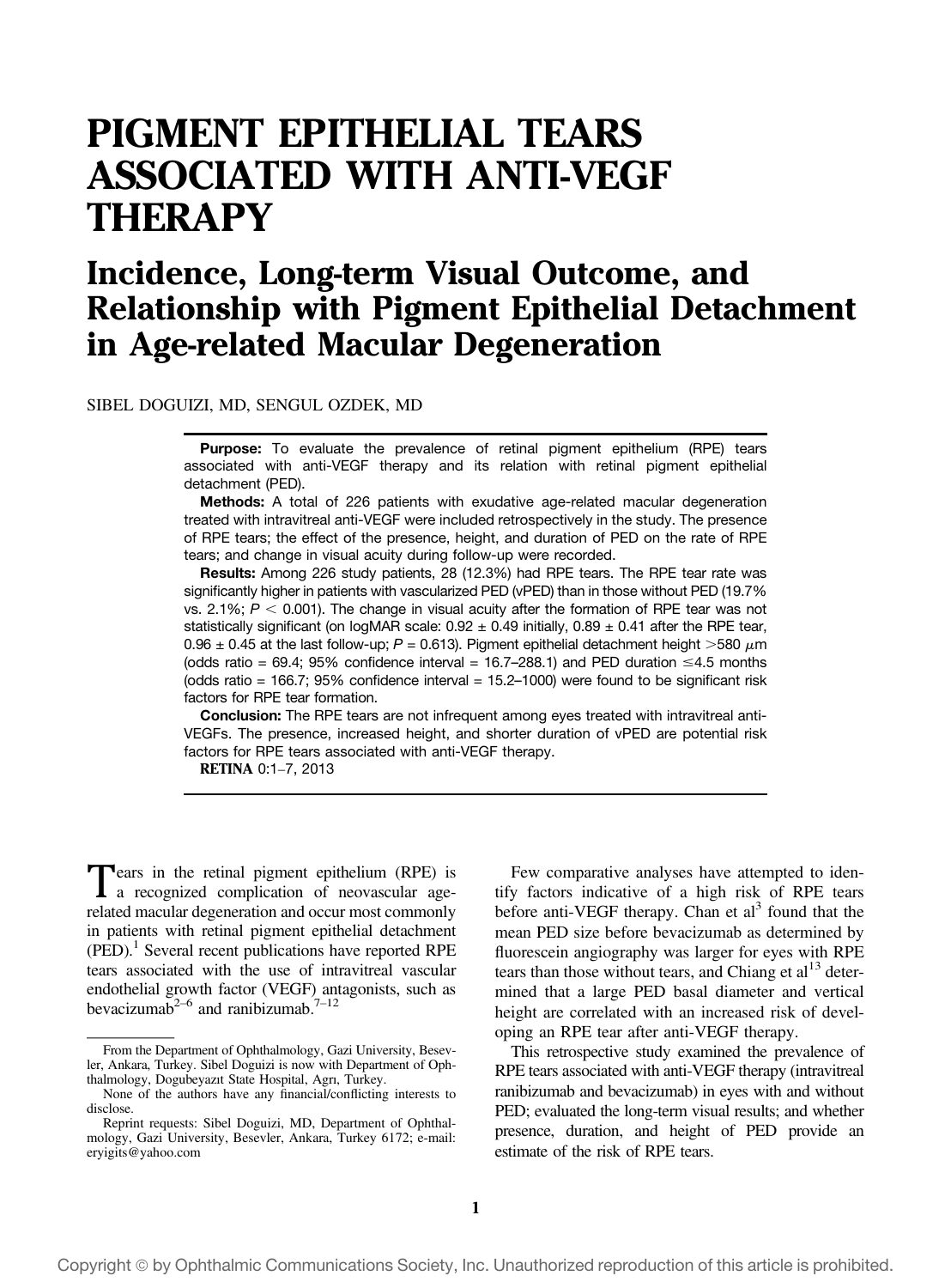# PIGMENT EPITHELIAL TEARS ASSOCIATED WITH ANTI-VEGF THERAPY

## Incidence, Long-term Visual Outcome, and Relationship with Pigment Epithelial Detachment in Age-related Macular Degeneration

SIBEL DOGUIZI, MD, SENGUL OZDEK, MD

**Purpose:** To evaluate the prevalence of retinal pigment epithelium (RPE) tears associated with anti-VEGF therapy and its relation with retinal pigment epithelial detachment (PED).

**Methods:** A total of 226 patients with exudative age-related macular degeneration treated with intravitreal anti-VEGF were included retrospectively in the study. The presence of RPE tears; the effect of the presence, height, and duration of PED on the rate of RPE tears; and change in visual acuity during follow-up were recorded.

**Results:** Among 226 study patients, 28 (12.3%) had RPE tears. The RPE tear rate was significantly higher in patients with vascularized PED (vPED) than in those without PED (19.7% vs. 2.1%; $P < 0.001$). The change in visual acuity after the formation of RPE tear was not statistically significant (on logMAR scale: $0.92 \pm 0.49$ initially, $0.89 \pm 0.41$ after the RPE tear, $0.96 \pm 0.45$ at the last follow-up; $P = 0.613$). Pigment epithelial detachment height $>580$ $\mu$m (odds ratio = 69.4; 95% confidence interval = 16.7–288.1) and PED duration $\leq 4.5$ months (odds ratio = 166.7; 95% confidence interval = 15.2–1000) were found to be significant risk factors for RPE tear formation.

**Conclusion:** The RPE tears are not infrequent among eyes treated with intravitreal anti-VEGFs. The presence, increased height, and shorter duration of vPED are potential risk factors for RPE tears associated with anti-VEGF therapy.

**RETINA** 0:1–7, 2013

Tears in the retinal pigment epithelium (RPE) is a recognized complication of neovascular age-related macular degeneration and occur most commonly in patients with retinal pigment epithelial detachment (PED).[1] Several recent publications have reported RPE tears associated with the use of intravitreal vascular endothelial growth factor (VEGF) antagonists, such as bevacizumab[2–6] and ranibizumab.[7–12]

From the Department of Ophthalmology, Gazi University, Besevler, Ankara, Turkey. Sibel Doguizi is now with Department of Ophthalmology, Dogubeyazıt State Hospital, Agrı, Turkey.

None of the authors have any financial/conflicting interests to disclose.

Reprint requests: Sibel Doguizi, MD, Department of Ophthalmology, Gazi University, Besevler, Ankara, Turkey 6172; e-mail: eryigits@yahoo.com

Few comparative analyses have attempted to identify factors indicative of a high risk of RPE tears before anti-VEGF therapy. Chan et al[3] found that the mean PED size before bevacizumab as determined by fluorescein angiography was larger for eyes with RPE tears than those without tears, and Chiang et al[13] determined that a large PED basal diameter and vertical height are correlated with an increased risk of developing an RPE tear after anti-VEGF therapy.

This retrospective study examined the prevalence of RPE tears associated with anti-VEGF therapy (intravitreal ranibizumab and bevacizumab) in eyes with and without PED; evaluated the long-term visual results; and whether presence, duration, and height of PED provide an estimate of the risk of RPE tears.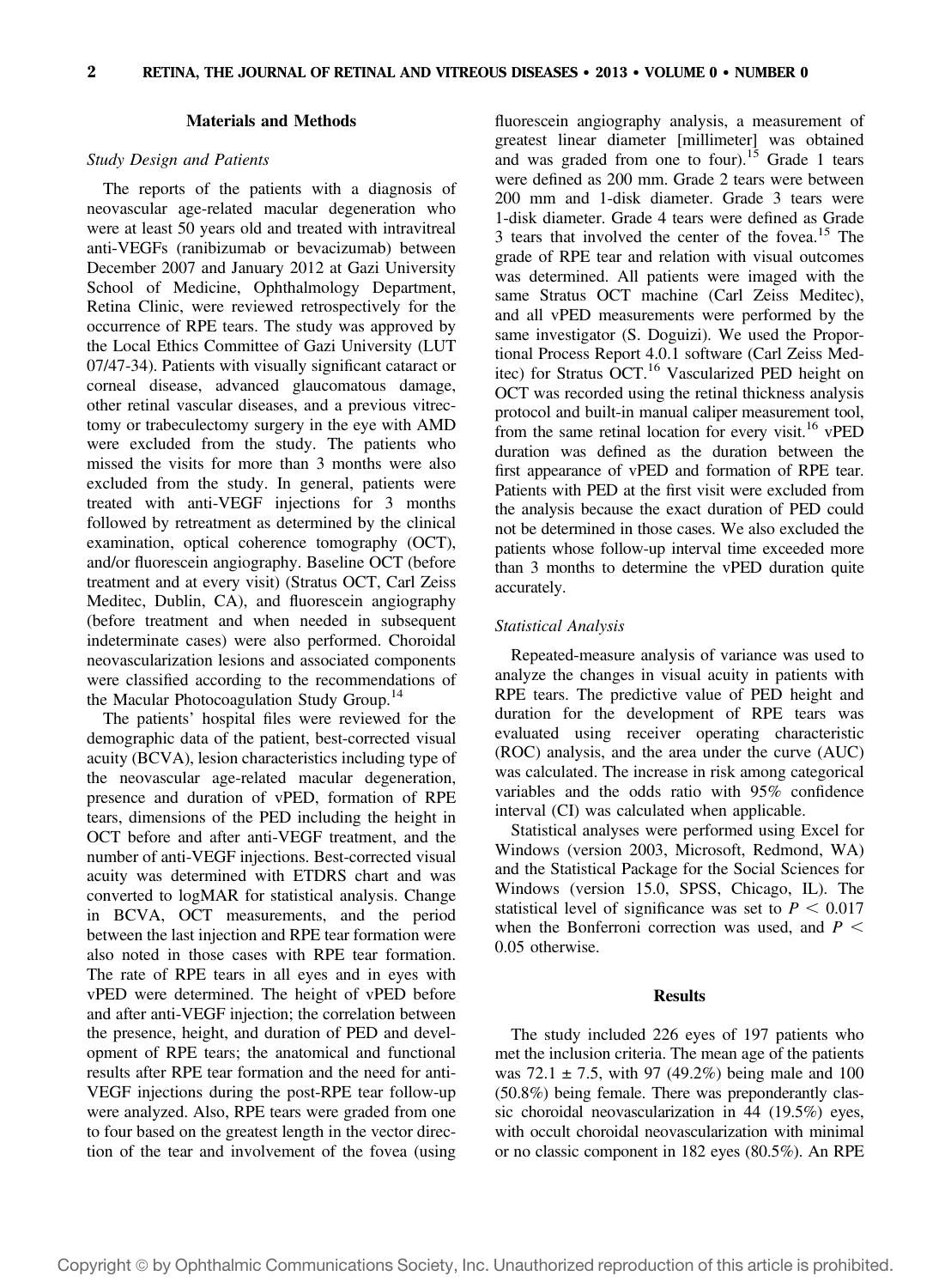## Materials and Methods

### *Study Design and Patients*

The reports of the patients with a diagnosis of neovascular age-related macular degeneration who were at least 50 years old and treated with intravitreal anti-VEGFs (ranibizumab or bevacizumab) between December 2007 and January 2012 at Gazi University School of Medicine, Ophthalmology Department, Retina Clinic, were reviewed retrospectively for the occurrence of RPE tears. The study was approved by the Local Ethics Committee of Gazi University (LUT 07/47-34). Patients with visually significant cataract or corneal disease, advanced glaucomatous damage, other retinal vascular diseases, and a previous vitrectomy or trabeculectomy surgery in the eye with AMD were excluded from the study. The patients who missed the visits for more than 3 months were also excluded from the study. In general, patients were treated with anti-VEGF injections for 3 months followed by retreatment as determined by the clinical examination, optical coherence tomography (OCT), and/or fluorescein angiography. Baseline OCT (before treatment and at every visit) (Stratus OCT, Carl Zeiss Meditec, Dublin, CA), and fluorescein angiography (before treatment and when needed in subsequent indeterminate cases) were also performed. Choroidal neovascularization lesions and associated components were classified according to the recommendations of the Macular Photocoagulation Study Group.[14]

The patients' hospital files were reviewed for the demographic data of the patient, best-corrected visual acuity (BCVA), lesion characteristics including type of the neovascular age-related macular degeneration, presence and duration of vPED, formation of RPE tears, dimensions of the PED including the height in OCT before and after anti-VEGF treatment, and the number of anti-VEGF injections. Best-corrected visual acuity was determined with ETDRS chart and was converted to logMAR for statistical analysis. Change in BCVA, OCT measurements, and the period between the last injection and RPE tear formation were also noted in those cases with RPE tear formation. The rate of RPE tears in all eyes and in eyes with vPED were determined. The height of vPED before and after anti-VEGF injection; the correlation between the presence, height, and duration of PED and development of RPE tears; the anatomical and functional results after RPE tear formation and the need for anti-VEGF injections during the post-RPE tear follow-up were analyzed. Also, RPE tears were graded from one to four based on the greatest length in the vector direction of the tear and involvement of the fovea (using fluorescein angiography analysis, a measurement of greatest linear diameter [millimeter] was obtained and was graded from one to four).[15] Grade 1 tears were defined as 200 mm. Grade 2 tears were between 200 mm and 1-disk diameter. Grade 3 tears were 1-disk diameter. Grade 4 tears were defined as Grade 3 tears that involved the center of the fovea.[15] The grade of RPE tear and relation with visual outcomes was determined. All patients were imaged with the same Stratus OCT machine (Carl Zeiss Meditec), and all vPED measurements were performed by the same investigator (S. Doguizi). We used the Proportional Process Report 4.0.1 software (Carl Zeiss Meditec) for Stratus OCT.[16] Vascularized PED height on OCT was recorded using the retinal thickness analysis protocol and built-in manual caliper measurement tool, from the same retinal location for every visit.[16] vPED duration was defined as the duration between the first appearance of vPED and formation of RPE tear. Patients with PED at the first visit were excluded from the analysis because the exact duration of PED could not be determined in those cases. We also excluded the patients whose follow-up interval time exceeded more than 3 months to determine the vPED duration quite accurately.

### *Statistical Analysis*

Repeated-measure analysis of variance was used to analyze the changes in visual acuity in patients with RPE tears. The predictive value of PED height and duration for the development of RPE tears was evaluated using receiver operating characteristic (ROC) analysis, and the area under the curve (AUC) was calculated. The increase in risk among categorical variables and the odds ratio with 95% confidence interval (CI) was calculated when applicable.

Statistical analyses were performed using Excel for Windows (version 2003, Microsoft, Redmond, WA) and the Statistical Package for the Social Sciences for Windows (version 15.0, SPSS, Chicago, IL). The statistical level of significance was set to $P < 0.017$ when the Bonferroni correction was used, and $P < 0.05$ otherwise.

## Results

The study included 226 eyes of 197 patients who met the inclusion criteria. The mean age of the patients was 72.1 ± 7.5, with 97 (49.2%) being male and 100 (50.8%) being female. There was preponderantly classic choroidal neovascularization in 44 (19.5%) eyes, with occult choroidal neovascularization with minimal or no classic component in 182 eyes (80.5%). An RPE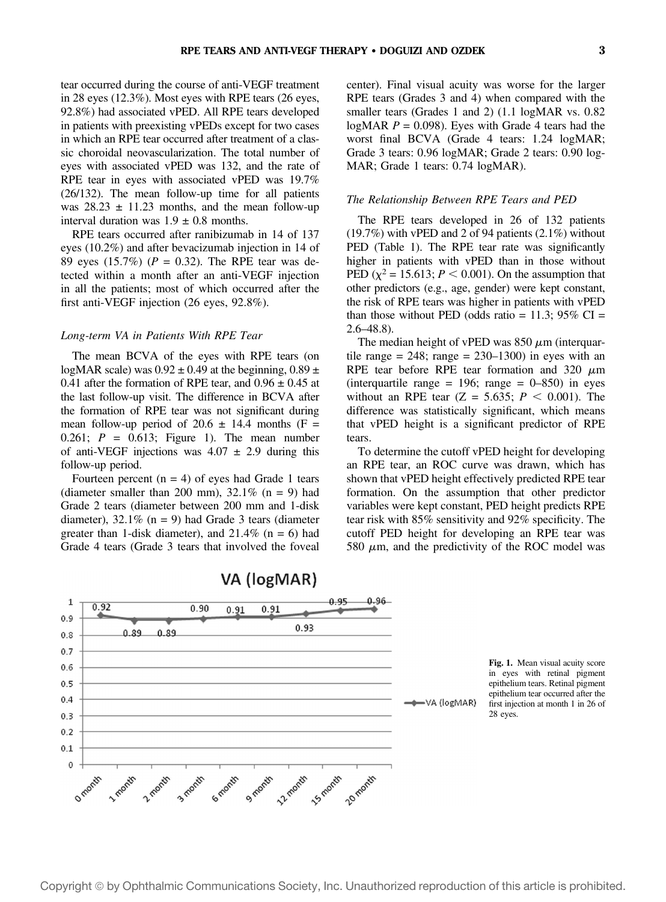tear occurred during the course of anti-VEGF treatment in 28 eyes (12.3%). Most eyes with RPE tears (26 eyes, 92.8%) had associated vPED. All RPE tears developed in patients with preexisting vPEDs except for two cases in which an RPE tear occurred after treatment of a classic choroidal neovascularization. The total number of eyes with associated vPED was 132, and the rate of RPE tear in eyes with associated vPED was 19.7% (26/132). The mean follow-up time for all patients was 28.23 ± 11.23 months, and the mean follow-up interval duration was 1.9 ± 0.8 months.

RPE tears occurred after ranibizumab in 14 of 137 eyes (10.2%) and after bevacizumab injection in 14 of 89 eyes (15.7%) ($P = 0.32$). The RPE tear was detected within a month after an anti-VEGF injection in all the patients; most of which occurred after the first anti-VEGF injection (26 eyes, 92.8%).

### *Long-term VA in Patients With RPE Tear*

The mean BCVA of the eyes with RPE tears (on logMAR scale) was 0.92 ± 0.49 at the beginning, 0.89 ± 0.41 after the formation of RPE tear, and 0.96 ± 0.45 at the last follow-up visit. The difference in BCVA after the formation of RPE tear was not significant during mean follow-up period of 20.6 ± 14.4 months ($F = 0.261$; $P = 0.613$; Figure 1). The mean number of anti-VEGF injections was 4.07 ± 2.9 during this follow-up period.

Fourteen percent (n = 4) of eyes had Grade 1 tears (diameter smaller than 200 mm), 32.1% (n = 9) had Grade 2 tears (diameter between 200 mm and 1-disk diameter), 32.1% (n = 9) had Grade 3 tears (diameter greater than 1-disk diameter), and 21.4% (n = 6) had Grade 4 tears (Grade 3 tears that involved the foveal center). Final visual acuity was worse for the larger RPE tears (Grades 3 and 4) when compared with the smaller tears (Grades 1 and 2) (1.1 logMAR vs. 0.82 logMAR $P = 0.098$). Eyes with Grade 4 tears had the worst final BCVA (Grade 4 tears: 1.24 logMAR; Grade 3 tears: 0.96 logMAR; Grade 2 tears: 0.90 logMAR; Grade 1 tears: 0.74 logMAR).

### *The Relationship Between RPE Tears and PED*

The RPE tears developed in 26 of 132 patients (19.7%) with vPED and 2 of 94 patients (2.1%) without PED (Table 1). The RPE tear rate was significantly higher in patients with vPED than in those without PED ($\chi^2 = 15.613$; $P < 0.001$). On the assumption that other predictors (e.g., age, gender) were kept constant, the risk of RPE tears was higher in patients with vPED than those without PED (odds ratio = 11.3; 95% CI = 2.6–48.8).

The median height of vPED was 850 $\mu$m (interquartile range = 248; range = 230–1300) in eyes with an RPE tear before RPE tear formation and 320 $\mu$m (interquartile range = 196; range = 0–850) in eyes without an RPE tear ($Z = 5.635$; $P < 0.001$). The difference was statistically significant, which means that vPED height is a significant predictor of RPE tears.

To determine the cutoff vPED height for developing an RPE tear, an ROC curve was drawn, which has shown that vPED height effectively predicted RPE tear formation. On the assumption that other predictor variables were kept constant, PED height predicts RPE tear risk with 85% sensitivity and 92% specificity. The cutoff PED height for developing an RPE tear was 580 $\mu$m, and the predictivity of the ROC model was

**Fig. 1.** Mean visual acuity score in eyes with retinal pigment epithelium tears. Retinal pigment epithelium tear occurred after the first injection at month 1 in 26 of 28 eyes.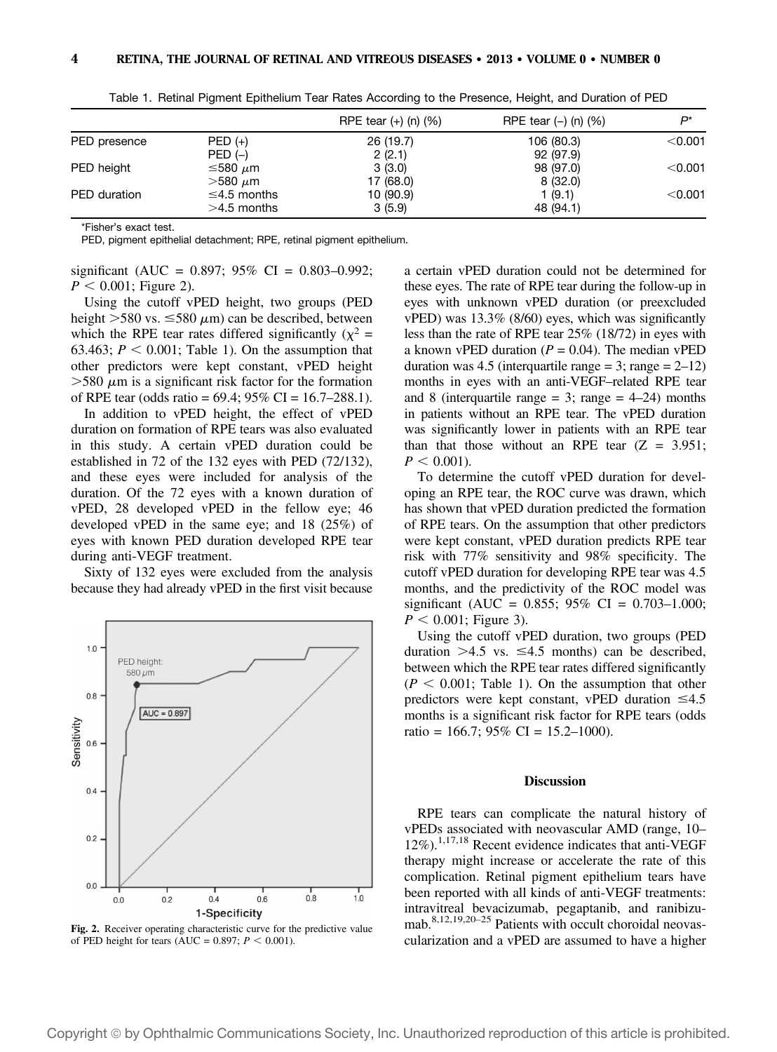Table 1. Retinal Pigment Epithelium Tear Rates According to the Presence, Height, and Duration of PED

| | | RPE tear (+) (n) (%) | RPE tear (–) (n) (%) | P* |
|---|---|---|---|---|
| PED presence | PED (+) | 26 (19.7) | 106 (80.3) | <0.001 |
| | PED (–) | 2 (2.1) | 92 (97.9) | |
| PED height | ≤580 μm | 3 (3.0) | 98 (97.0) | <0.001 |
| | >580 μm | 17 (68.0) | 8 (32.0) | |
| PED duration | ≤4.5 months | 10 (90.9) | 1 (9.1) | <0.001 |
| | >4.5 months | 3 (5.9) | 48 (94.1) | |

*Fisher's exact test.

PED, pigment epithelial detachment; RPE, retinal pigment epithelium.

significant (AUC = 0.897; 95% CI = 0.803–0.992; $P < 0.001$; Figure 2).

Using the cutoff vPED height, two groups (PED height >580 vs. ≤580 μm) can be described, between which the RPE tear rates differed significantly ($\chi^2 = 63.463$; $P < 0.001$; Table 1). On the assumption that other predictors were kept constant, vPED height >580 μm is a significant risk factor for the formation of RPE tear (odds ratio = 69.4; 95% CI = 16.7–288.1).

In addition to vPED height, the effect of vPED duration on formation of RPE tears was also evaluated in this study. A certain vPED duration could be established in 72 of the 132 eyes with PED (72/132), and these eyes were included for analysis of the duration. Of the 72 eyes with a known duration of vPED, 28 developed vPED in the fellow eye; 46 developed vPED in the same eye; and 18 (25%) of eyes with known PED duration developed RPE tear during anti-VEGF treatment.

Sixty of 132 eyes were excluded from the analysis because they had already vPED in the first visit because a certain vPED duration could not be determined for these eyes. The rate of RPE tear during the follow-up in eyes with unknown vPED duration (or preexcluded vPED) was 13.3% (8/60) eyes, which was significantly less than the rate of RPE tear 25% (18/72) in eyes with a known vPED duration ($P = 0.04$). The median vPED duration was 4.5 (interquartile range = 3; range = 2–12) months in eyes with an anti-VEGF–related RPE tear and 8 (interquartile range = 3; range = 4–24) months in patients without an RPE tear. The vPED duration was significantly lower in patients with an RPE tear than that those without an RPE tear ($Z = 3.951$; $P < 0.001$).

To determine the cutoff vPED duration for developing an RPE tear, the ROC curve was drawn, which has shown that vPED duration predicted the formation of RPE tears. On the assumption that other predictors were kept constant, vPED duration predicts RPE tear risk with 77% sensitivity and 98% specificity. The cutoff vPED duration for developing RPE tear was 4.5 months, and the predictivity of the ROC model was significant (AUC = 0.855; 95% CI = 0.703–1.000; $P < 0.001$; Figure 3).

Using the cutoff vPED duration, two groups (PED duration >4.5 vs. ≤4.5 months) can be described, between which the RPE tear rates differed significantly ($P < 0.001$; Table 1). On the assumption that other predictors were kept constant, vPED duration ≤4.5 months is a significant risk factor for RPE tears (odds ratio = 166.7; 95% CI = 15.2–1000).

Fig. 2. Receiver operating characteristic curve for the predictive value of PED height for tears (AUC = 0.897; $P < 0.001$).

## Discussion

RPE tears can complicate the natural history of vPEDs associated with neovascular AMD (range, 10–12%).[1,17,18] Recent evidence indicates that anti-VEGF therapy might increase or accelerate the rate of this complication. Retinal pigment epithelium tears have been reported with all kinds of anti-VEGF treatments: intravitreal bevacizumab, pegaptanib, and ranibizumab.[8,12,19,20–25] Patients with occult choroidal neovascularization and a vPED are assumed to have a higher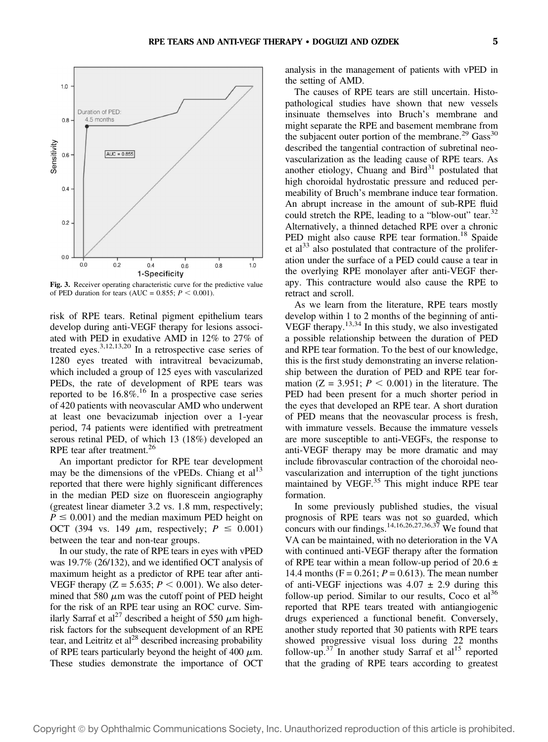Fig. 3. Receiver operating characteristic curve for the predictive value of PED duration for tears (AUC = 0.855; $P < 0.001$).

risk of RPE tears. Retinal pigment epithelium tears develop during anti-VEGF therapy for lesions associated with PED in exudative AMD in 12% to 27% of treated eyes.[3,12,13,20] In a retrospective case series of 1280 eyes treated with intravitreal bevacizumab, which included a group of 125 eyes with vascularized PEDs, the rate of development of RPE tears was reported to be 16.8%.[16] In a prospective case series of 420 patients with neovascular AMD who underwent at least one bevacizumab injection over a 1-year period, 74 patients were identified with pretreatment serous retinal PED, of which 13 (18%) developed an RPE tear after treatment.[26]

An important predictor for RPE tear development may be the dimensions of the vPEDs. Chiang et al[13] reported that there were highly significant differences in the median PED size on fluorescein angiography (greatest linear diameter 3.2 vs. 1.8 mm, respectively; $P \leq 0.001$) and the median maximum PED height on OCT (394 vs. 149 $\mu$m, respectively; $P \leq 0.001$) between the tear and non-tear groups.

In our study, the rate of RPE tears in eyes with vPED was 19.7% (26/132), and we identified OCT analysis of maximum height as a predictor of RPE tear after anti-VEGF therapy ($Z = 5.635$; $P < 0.001$). We also determined that 580 $\mu$m was the cutoff point of PED height for the risk of an RPE tear using an ROC curve. Similarly Sarraf et al[27] described a height of 550 $\mu$m high-risk factors for the subsequent development of an RPE tear, and Leitritz et al[28] described increasing probability of RPE tears particularly beyond the height of 400 $\mu$m. These studies demonstrate the importance of OCT analysis in the management of patients with vPED in the setting of AMD.

The causes of RPE tears are still uncertain. Histopathological studies have shown that new vessels insinuate themselves into Bruch's membrane and might separate the RPE and basement membrane from the subjacent outer portion of the membrane.[29] Gass[30] described the tangential contraction of subretinal neovascularization as the leading cause of RPE tears. As another etiology, Chuang and Bird[31] postulated that high choroidal hydrostatic pressure and reduced permeability of Bruch's membrane induce tear formation. An abrupt increase in the amount of sub-RPE fluid could stretch the RPE, leading to a "blow-out" tear.[32] Alternatively, a thinned detached RPE over a chronic PED might also cause RPE tear formation.[18] Spaide et al[33] also postulated that contracture of the proliferation under the surface of a PED could cause a tear in the overlying RPE monolayer after anti-VEGF therapy. This contracture would also cause the RPE to retract and scroll.

As we learn from the literature, RPE tears mostly develop within 1 to 2 months of the beginning of anti-VEGF therapy.[13,34] In this study, we also investigated a possible relationship between the duration of PED and RPE tear formation. To the best of our knowledge, this is the first study demonstrating an inverse relationship between the duration of PED and RPE tear formation ($Z = 3.951$; $P < 0.001$) in the literature. The PED had been present for a much shorter period in the eyes that developed an RPE tear. A short duration of PED means that the neovascular process is fresh, with immature vessels. Because the immature vessels are more susceptible to anti-VEGFs, the response to anti-VEGF therapy may be more dramatic and may include fibrovascular contraction of the choroidal neovascularization and interruption of the tight junctions maintained by VEGF.[35] This might induce RPE tear formation.

In some previously published studies, the visual prognosis of RPE tears was not so guarded, which concurs with our findings.[14,16,26,27,36,37] We found that VA can be maintained, with no deterioration in the VA with continued anti-VEGF therapy after the formation of RPE tear within a mean follow-up period of 20.6 ± 14.4 months ($F = 0.261$; $P = 0.613$). The mean number of anti-VEGF injections was 4.07 ± 2.9 during this follow-up period. Similar to our results, Coco et al[36] reported that RPE tears treated with antiangiogenic drugs experienced a functional benefit. Conversely, another study reported that 30 patients with RPE tears showed progressive visual loss during 22 months follow-up.[37] In another study Sarraf et al[15] reported that the grading of RPE tears according to greatest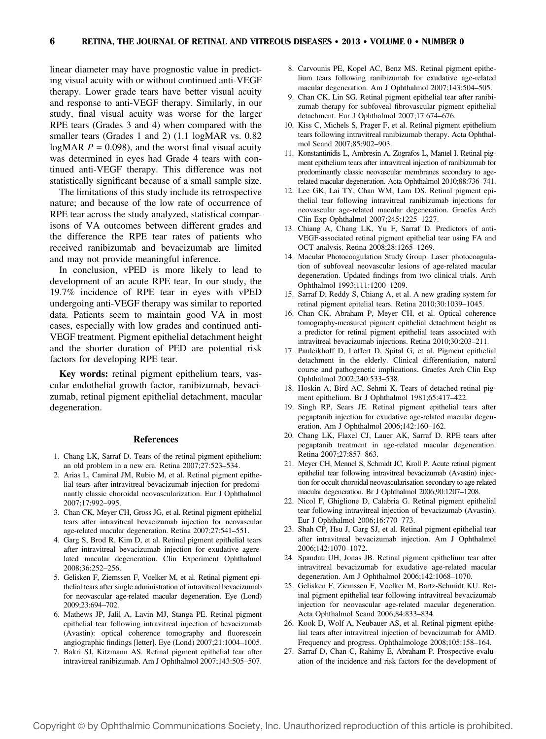linear diameter may have prognostic value in predicting visual acuity with or without continued anti-VEGF therapy. Lower grade tears have better visual acuity and response to anti-VEGF therapy. Similarly, in our study, final visual acuity was worse for the larger RPE tears (Grades 3 and 4) when compared with the smaller tears (Grades 1 and 2) (1.1 logMAR vs. 0.82 logMAR $P = 0.098$), and the worst final visual acuity was determined in eyes had Grade 4 tears with continued anti-VEGF therapy. This difference was not statistically significant because of a small sample size.

The limitations of this study include its retrospective nature; and because of the low rate of occurrence of RPE tear across the study analyzed, statistical comparisons of VA outcomes between different grades and the difference the RPE tear rates of patients who received ranibizumab and bevacizumab are limited and may not provide meaningful inference.

In conclusion, vPED is more likely to lead to development of an acute RPE tear. In our study, the 19.7% incidence of RPE tear in eyes with vPED undergoing anti-VEGF therapy was similar to reported data. Patients seem to maintain good VA in most cases, especially with low grades and continued anti-VEGF treatment. Pigment epithelial detachment height and the shorter duration of PED are potential risk factors for developing RPE tear.

**Key words:** retinal pigment epithelium tears, vascular endothelial growth factor, ranibizumab, bevacizumab, retinal pigment epithelial detachment, macular degeneration.

## References

1. Chang LK, Sarraf D. Tears of the retinal pigment epithelium: an old problem in a new era. Retina 2007;27:523–534.
2. Arias L, Caminal JM, Rubio M, et al. Retinal pigment epithelial tears after intravitreal bevacizumab injection for predominantly classic choroidal neovascularization. Eur J Ophthalmol 2007;17:992–995.
3. Chan CK, Meyer CH, Gross JG, et al. Retinal pigment epithelial tears after intravitreal bevacizumab injection for neovascular age-related macular degeneration. Retina 2007;27:541–551.
4. Garg S, Brod R, Kim D, et al. Retinal pigment epithelial tears after intravitreal bevacizumab injection for exudative agerelated macular degeneration. Clin Experiment Ophthalmol 2008;36:252–256.
5. Gelisken F, Ziemssen F, Voelker M, et al. Retinal pigment epithelial tears after single administration of intravitreal bevacizumab for neovascular age-related macular degeneration. Eye (Lond) 2009;23:694–702.
6. Mathews JP, Jalil A, Lavin MJ, Stanga PE. Retinal pigment epithelial tear following intravitreal injection of bevacizumab (Avastin): optical coherence tomography and fluorescein angiographic findings [letter]. Eye (Lond) 2007;21:1004–1005.
7. Bakri SJ, Kitzmann AS. Retinal pigment epithelial tear after intravitreal ranibizumab. Am J Ophthalmol 2007;143:505–507.
8. Carvounis PE, Kopel AC, Benz MS. Retinal pigment epithelium tears following ranibizumab for exudative age-related macular degeneration. Am J Ophthalmol 2007;143:504–505.
9. Chan CK, Lin SG. Retinal pigment epithelial tear after ranibizumab therapy for subfoveal fibrovascular pigment epithelial detachment. Eur J Ophthalmol 2007;17:674–676.
10. Kiss C, Michels S, Prager F, et al. Retinal pigment epithelium tears following intravitreal ranibizumab therapy. Acta Ophthalmol Scand 2007;85:902–903.
11. Konstantinidis L, Ambresin A, Zografos L, Mantel I. Retinal pigment epithelium tears after intravitreal injection of ranibizumab for predominantly classic neovascular membranes secondary to age-related macular degeneration. Acta Ophthalmol 2010;88:736–741.
12. Lee GK, Lai TY, Chan WM, Lam DS. Retinal pigment epithelial tear following intravitreal ranibizumab injections for neovascular age-related macular degeneration. Graefes Arch Clin Exp Ophthalmol 2007;245:1225–1227.
13. Chiang A, Chang LK, Yu F, Sarraf D. Predictors of anti-VEGF-associated retinal pigment epithelial tear using FA and OCT analysis. Retina 2008;28:1265–1269.
14. Macular Photocoagulation Study Group. Laser photocoagulation of subfoveal neovascular lesions of age-related macular degeneration. Updated findings from two clinical trials. Arch Ophthalmol 1993;111:1200–1209.
15. Sarraf D, Reddy S, Chiang A, et al. A new grading system for retinal pigment epitelial tears. Retina 2010;30:1039–1045.
16. Chan CK, Abraham P, Meyer CH, et al. Optical coherence tomography-measured pigment epithelial detachment height as a predictor for retinal pigment epithelial tears associated with intravitreal bevacizumab injections. Retina 2010;30:203–211.
17. Pauleikhoff D, Loffert D, Spital G, et al. Pigment epithelial detachment in the elderly. Clinical differentiation, natural course and pathogenetic implications. Graefes Arch Clin Exp Ophthalmol 2002;240:533–538.
18. Hoskin A, Bird AC, Sehmi K. Tears of detached retinal pigment epithelium. Br J Ophthalmol 1981;65:417–422.
19. Singh RP, Sears JE. Retinal pigment epithelial tears after pegaptanib injection for exudative age-related macular degeneration. Am J Ophthalmol 2006;142:160–162.
20. Chang LK, Flaxel CJ, Lauer AK, Sarraf D. RPE tears after pegaptanib treatment in age-related macular degeneration. Retina 2007;27:857–863.
21. Meyer CH, Mennel S, Schmidt JC, Kroll P. Acute retinal pigment epithelial tear following intravitreal bevacizumab (Avastin) injection for occult choroidal neovascularisation secondary to age related macular degeneration. Br J Ophthalmol 2006;90:1207–1208.
22. Nicol F, Ghiglione D, Calabria G. Retinal pigment epithelial tear following intravitreal injection of bevacizumab (Avastin). Eur J Ophthalmol 2006;16:770–773.
23. Shah CP, Hsu J, Garg SJ, et al. Retinal pigment epithelial tear after intravitreal bevacizumab injection. Am J Ophthalmol 2006;142:1070–1072.
24. Spandau UH, Jonas JB. Retinal pigment epithelium tear after intravitreal bevacizumab for exudative age-related macular degeneration. Am J Ophthalmol 2006;142:1068–1070.
25. Gelisken F, Ziemssen F, Voelker M, Bartz-Schmidt KU. Retinal pigment epithelial tear following intravitreal bevacizumab injection for neovascular age-related macular degeneration. Acta Ophthalmol Scand 2006;84:833–834.
26. Kook D, Wolf A, Neubauer AS, et al. Retinal pigment epithelial tears after intravitreal injection of bevacizumab for AMD. Frequency and progress. Ophthalmologe 2008;105:158–164.
27. Sarraf D, Chan C, Rahimy E, Abraham P. Prospective evaluation of the incidence and risk factors for the development of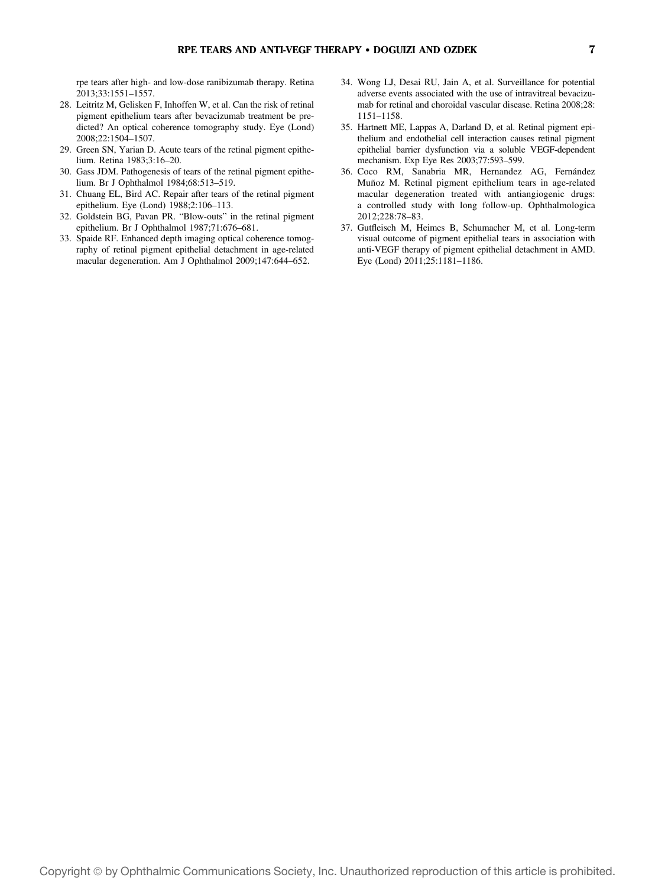rpe tears after high- and low-dose ranibizumab therapy. Retina 2013;33:1551–1557.

28. Leitritz M, Gelisken F, Inhoffen W, et al. Can the risk of retinal pigment epithelium tears after bevacizumab treatment be predicted? An optical coherence tomography study. Eye (Lond) 2008;22:1504–1507.
29. Green SN, Yarian D. Acute tears of the retinal pigment epithelium. Retina 1983;3:16–20.
30. Gass JDM. Pathogenesis of tears of the retinal pigment epithelium. Br J Ophthalmol 1984;68:513–519.
31. Chuang EL, Bird AC. Repair after tears of the retinal pigment epithelium. Eye (Lond) 1988;2:106–113.
32. Goldstein BG, Pavan PR. "Blow-outs" in the retinal pigment epithelium. Br J Ophthalmol 1987;71:676–681.
33. Spaide RF. Enhanced depth imaging optical coherence tomography of retinal pigment epithelial detachment in age-related macular degeneration. Am J Ophthalmol 2009;147:644–652.
34. Wong LJ, Desai RU, Jain A, et al. Surveillance for potential adverse events associated with the use of intravitreal bevacizumab for retinal and choroidal vascular disease. Retina 2008;28:1151–1158.
35. Hartnett ME, Lappas A, Darland D, et al. Retinal pigment epithelium and endothelial cell interaction causes retinal pigment epithelial barrier dysfunction via a soluble VEGF-dependent mechanism. Exp Eye Res 2003;77:593–599.
36. Coco RM, Sanabria MR, Hernandez AG, Fernández Muñoz M. Retinal pigment epithelium tears in age-related macular degeneration treated with antiangiogenic drugs: a controlled study with long follow-up. Ophthalmologica 2012;228:78–83.
37. Gutfleisch M, Heimes B, Schumacher M, et al. Long-term visual outcome of pigment epithelial tears in association with anti-VEGF therapy of pigment epithelial detachment in AMD. Eye (Lond) 2011;25:1181–1186.